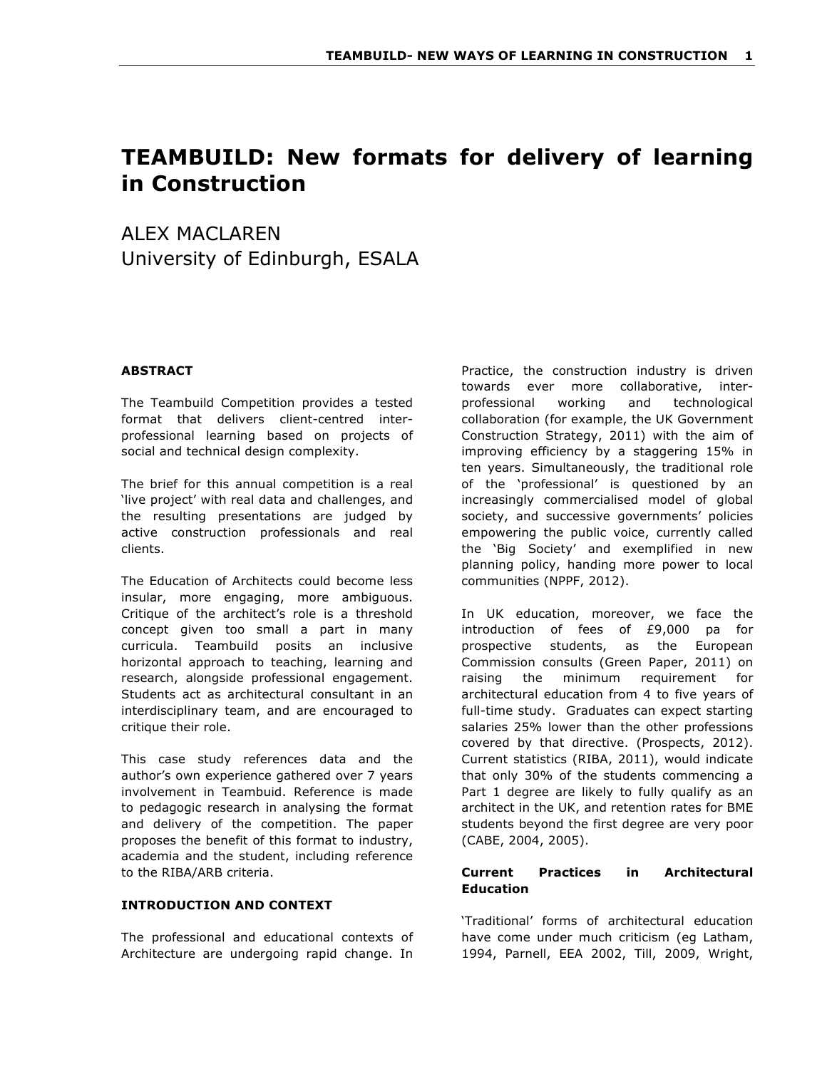# TEAMBUILD: New formats for delivery of learning in Construction

ALEX MACLAREN
University of Edinburgh, ESALA

### ABSTRACT

The Teambuild Competition provides a tested format that delivers client-centred inter-professional learning based on projects of social and technical design complexity.

The brief for this annual competition is a real 'live project' with real data and challenges, and the resulting presentations are judged by active construction professionals and real clients.

The Education of Architects could become less insular, more engaging, more ambiguous. Critique of the architect's role is a threshold concept given too small a part in many curricula. Teambuild posits an inclusive horizontal approach to teaching, learning and research, alongside professional engagement. Students act as architectural consultant in an interdisciplinary team, and are encouraged to critique their role.

This case study references data and the author's own experience gathered over 7 years involvement in Teambuid. Reference is made to pedagogic research in analysing the format and delivery of the competition. The paper proposes the benefit of this format to industry, academia and the student, including reference to the RIBA/ARB criteria.

### INTRODUCTION AND CONTEXT

The professional and educational contexts of Architecture are undergoing rapid change. In Practice, the construction industry is driven towards ever more collaborative, inter-professional working and technological collaboration (for example, the UK Government Construction Strategy, 2011) with the aim of improving efficiency by a staggering 15% in ten years. Simultaneously, the traditional role of the 'professional' is questioned by an increasingly commercialised model of global society, and successive governments' policies empowering the public voice, currently called the 'Big Society' and exemplified in new planning policy, handing more power to local communities (NPPF, 2012).

In UK education, moreover, we face the introduction of fees of £9,000 pa for prospective students, as the European Commission consults (Green Paper, 2011) on raising the minimum requirement for architectural education from 4 to five years of full-time study. Graduates can expect starting salaries 25% lower than the other professions covered by that directive. (Prospects, 2012). Current statistics (RIBA, 2011), would indicate that only 30% of the students commencing a Part 1 degree are likely to fully qualify as an architect in the UK, and retention rates for BME students beyond the first degree are very poor (CABE, 2004, 2005).

### Current Practices in Architectural Education

'Traditional' forms of architectural education have come under much criticism (eg Latham, 1994, Parnell, EEA 2002, Till, 2009, Wright,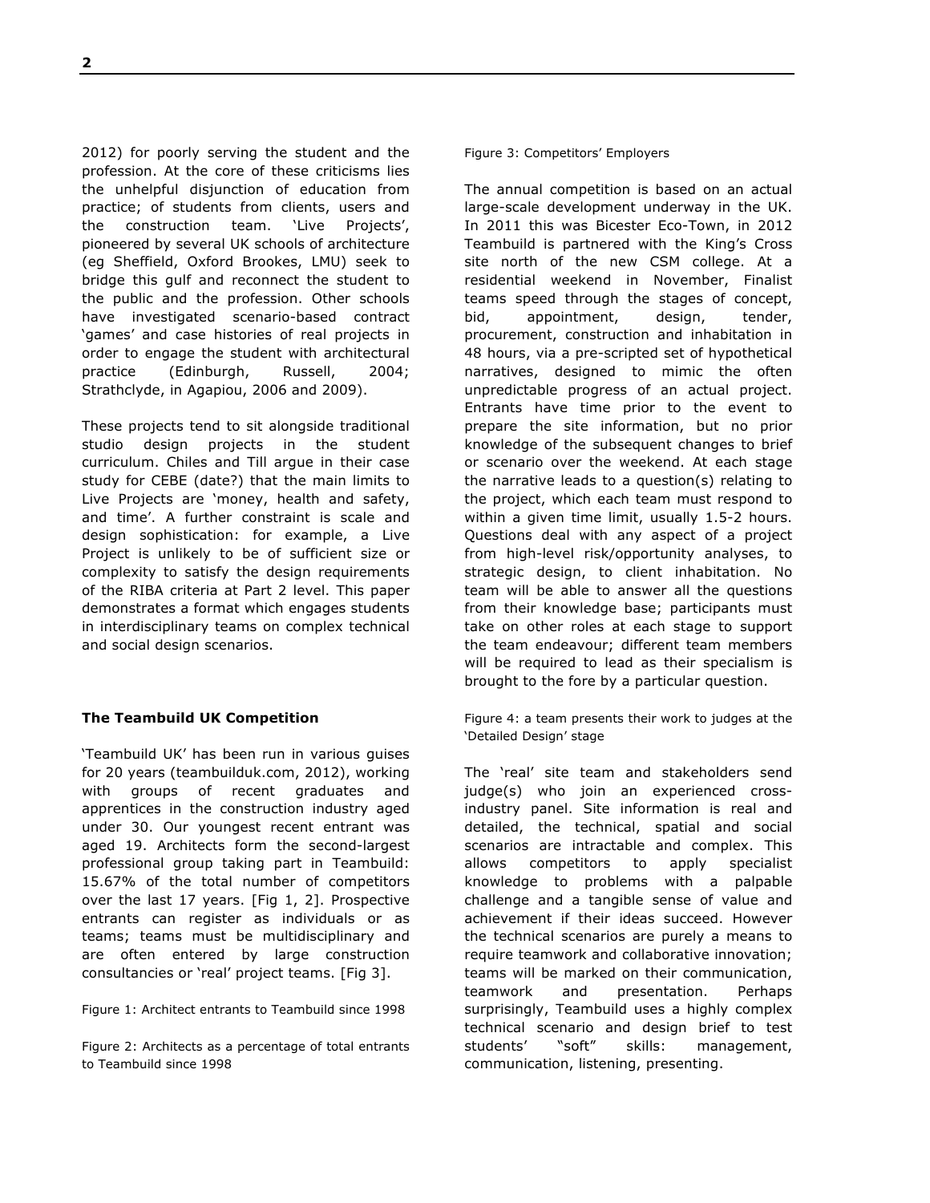2012) for poorly serving the student and the profession. At the core of these criticisms lies the unhelpful disjunction of education from practice; of students from clients, users and the construction team. 'Live Projects', pioneered by several UK schools of architecture (eg Sheffield, Oxford Brookes, LMU) seek to bridge this gulf and reconnect the student to the public and the profession. Other schools have investigated scenario-based contract 'games' and case histories of real projects in order to engage the student with architectural practice (Edinburgh, Russell, 2004; Strathclyde, in Agapiou, 2006 and 2009).

These projects tend to sit alongside traditional studio design projects in the student curriculum. Chiles and Till argue in their case study for CEBE (date?) that the main limits to Live Projects are 'money, health and safety, and time'. A further constraint is scale and design sophistication: for example, a Live Project is unlikely to be of sufficient size or complexity to satisfy the design requirements of the RIBA criteria at Part 2 level. This paper demonstrates a format which engages students in interdisciplinary teams on complex technical and social design scenarios.

### The Teambuild UK Competition

'Teambuild UK' has been run in various guises for 20 years (teambuilduk.com, 2012), working with groups of recent graduates and apprentices in the construction industry aged under 30. Our youngest recent entrant was aged 19. Architects form the second-largest professional group taking part in Teambuild: 15.67% of the total number of competitors over the last 17 years. [Fig 1, 2]. Prospective entrants can register as individuals or as teams; teams must be multidisciplinary and are often entered by large construction consultancies or 'real' project teams. [Fig 3].

Figure 1: Architect entrants to Teambuild since 1998

Figure 2: Architects as a percentage of total entrants to Teambuild since 1998

Figure 3: Competitors' Employers

The annual competition is based on an actual large-scale development underway in the UK. In 2011 this was Bicester Eco-Town, in 2012 Teambuild is partnered with the King's Cross site north of the new CSM college. At a residential weekend in November, Finalist teams speed through the stages of concept, bid, appointment, design, tender, procurement, construction and inhabitation in 48 hours, via a pre-scripted set of hypothetical narratives, designed to mimic the often unpredictable progress of an actual project. Entrants have time prior to the event to prepare the site information, but no prior knowledge of the subsequent changes to brief or scenario over the weekend. At each stage the narrative leads to a question(s) relating to the project, which each team must respond to within a given time limit, usually 1.5-2 hours. Questions deal with any aspect of a project from high-level risk/opportunity analyses, to strategic design, to client inhabitation. No team will be able to answer all the questions from their knowledge base; participants must take on other roles at each stage to support the team endeavour; different team members will be required to lead as their specialism is brought to the fore by a particular question.

Figure 4: a team presents their work to judges at the 'Detailed Design' stage

The 'real' site team and stakeholders send judge(s) who join an experienced cross-industry panel. Site information is real and detailed, the technical, spatial and social scenarios are intractable and complex. This allows competitors to apply specialist knowledge to problems with a palpable challenge and a tangible sense of value and achievement if their ideas succeed. However the technical scenarios are purely a means to require teamwork and collaborative innovation; teams will be marked on their communication, teamwork and presentation. Perhaps surprisingly, Teambuild uses a highly complex technical scenario and design brief to test students' "soft" skills: management, communication, listening, presenting.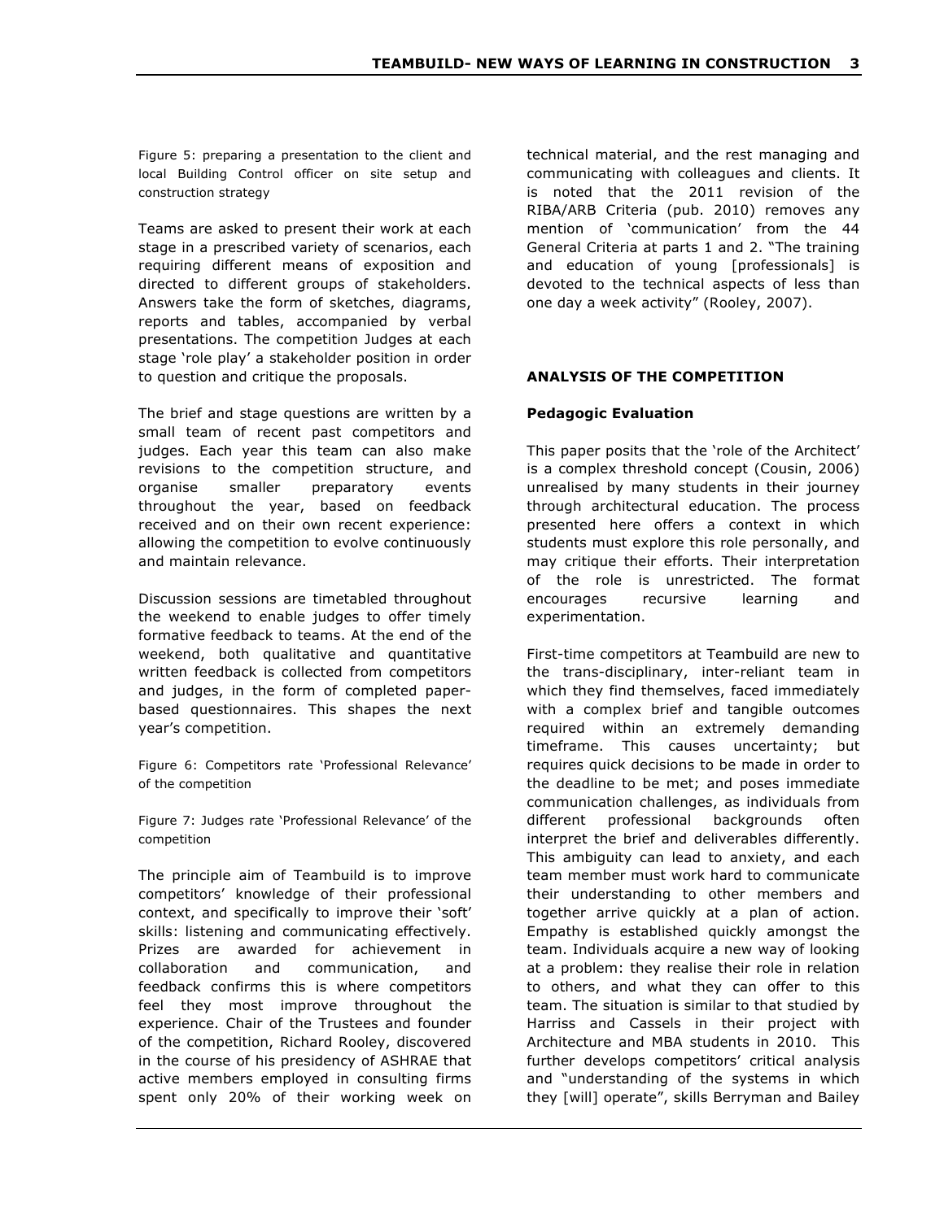Figure 5: preparing a presentation to the client and local Building Control officer on site setup and construction strategy

Teams are asked to present their work at each stage in a prescribed variety of scenarios, each requiring different means of exposition and directed to different groups of stakeholders. Answers take the form of sketches, diagrams, reports and tables, accompanied by verbal presentations. The competition Judges at each stage 'role play' a stakeholder position in order to question and critique the proposals.

The brief and stage questions are written by a small team of recent past competitors and judges. Each year this team can also make revisions to the competition structure, and organise smaller preparatory events throughout the year, based on feedback received and on their own recent experience: allowing the competition to evolve continuously and maintain relevance.

Discussion sessions are timetabled throughout the weekend to enable judges to offer timely formative feedback to teams. At the end of the weekend, both qualitative and quantitative written feedback is collected from competitors and judges, in the form of completed paper-based questionnaires. This shapes the next year's competition.

Figure 6: Competitors rate 'Professional Relevance' of the competition

Figure 7: Judges rate 'Professional Relevance' of the competition

The principle aim of Teambuild is to improve competitors' knowledge of their professional context, and specifically to improve their 'soft' skills: listening and communicating effectively. Prizes are awarded for achievement in collaboration and communication, and feedback confirms this is where competitors feel they most improve throughout the experience. Chair of the Trustees and founder of the competition, Richard Rooley, discovered in the course of his presidency of ASHRAE that active members employed in consulting firms spent only 20% of their working week on technical material, and the rest managing and communicating with colleagues and clients. It is noted that the 2011 revision of the RIBA/ARB Criteria (pub. 2010) removes any mention of 'communication' from the 44 General Criteria at parts 1 and 2. "The training and education of young [professionals] is devoted to the technical aspects of less than one day a week activity" (Rooley, 2007).

## ANALYSIS OF THE COMPETITION

### Pedagogic Evaluation

This paper posits that the 'role of the Architect' is a complex threshold concept (Cousin, 2006) unrealised by many students in their journey through architectural education. The process presented here offers a context in which students must explore this role personally, and may critique their efforts. Their interpretation of the role is unrestricted. The format encourages recursive learning and experimentation.

First-time competitors at Teambuild are new to the trans-disciplinary, inter-reliant team in which they find themselves, faced immediately with a complex brief and tangible outcomes required within an extremely demanding timeframe. This causes uncertainty; but requires quick decisions to be made in order to the deadline to be met; and poses immediate communication challenges, as individuals from different professional backgrounds often interpret the brief and deliverables differently. This ambiguity can lead to anxiety, and each team member must work hard to communicate their understanding to other members and together arrive quickly at a plan of action. Empathy is established quickly amongst the team. Individuals acquire a new way of looking at a problem: they realise their role in relation to others, and what they can offer to this team. The situation is similar to that studied by Harriss and Cassels in their project with Architecture and MBA students in 2010. This further develops competitors' critical analysis and "understanding of the systems in which they [will] operate", skills Berryman and Bailey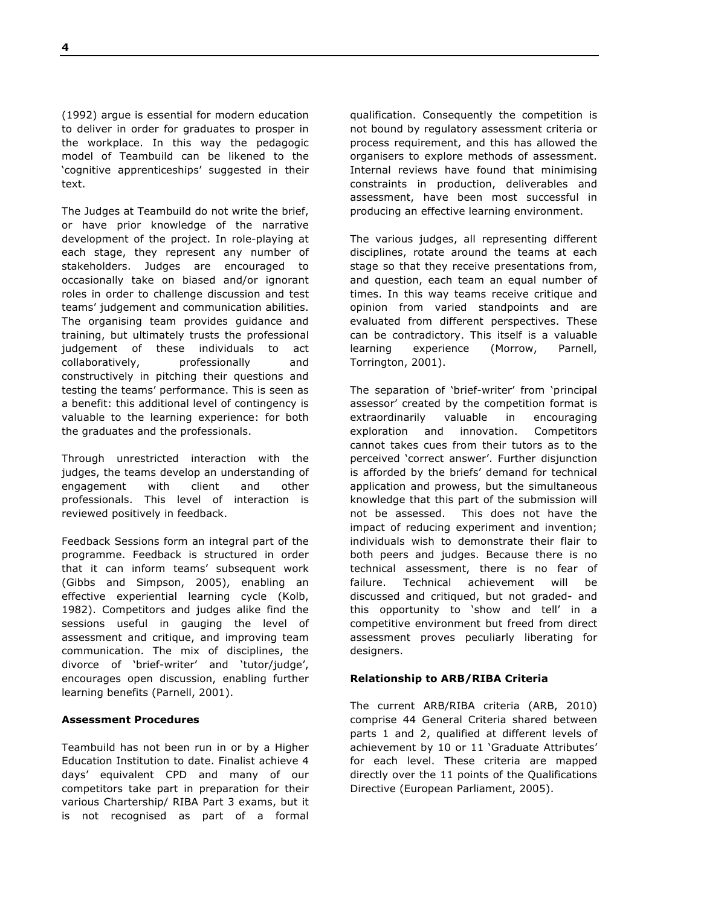(1992) argue is essential for modern education to deliver in order for graduates to prosper in the workplace. In this way the pedagogic model of Teambuild can be likened to the 'cognitive apprenticeships' suggested in their text.

The Judges at Teambuild do not write the brief, or have prior knowledge of the narrative development of the project. In role-playing at each stage, they represent any number of stakeholders. Judges are encouraged to occasionally take on biased and/or ignorant roles in order to challenge discussion and test teams' judgement and communication abilities. The organising team provides guidance and training, but ultimately trusts the professional judgement of these individuals to act collaboratively, professionally and constructively in pitching their questions and testing the teams' performance. This is seen as a benefit: this additional level of contingency is valuable to the learning experience: for both the graduates and the professionals.

Through unrestricted interaction with the judges, the teams develop an understanding of engagement with client and other professionals. This level of interaction is reviewed positively in feedback.

Feedback Sessions form an integral part of the programme. Feedback is structured in order that it can inform teams' subsequent work (Gibbs and Simpson, 2005), enabling an effective experiential learning cycle (Kolb, 1982). Competitors and judges alike find the sessions useful in gauging the level of assessment and critique, and improving team communication. The mix of disciplines, the divorce of 'brief-writer' and 'tutor/judge', encourages open discussion, enabling further learning benefits (Parnell, 2001).

**Assessment Procedures**

Teambuild has not been run in or by a Higher Education Institution to date. Finalist achieve 4 days' equivalent CPD and many of our competitors take part in preparation for their various Chartership/ RIBA Part 3 exams, but it is not recognised as part of a formal qualification. Consequently the competition is not bound by regulatory assessment criteria or process requirement, and this has allowed the organisers to explore methods of assessment. Internal reviews have found that minimising constraints in production, deliverables and assessment, have been most successful in producing an effective learning environment.

The various judges, all representing different disciplines, rotate around the teams at each stage so that they receive presentations from, and question, each team an equal number of times. In this way teams receive critique and opinion from varied standpoints and are evaluated from different perspectives. These can be contradictory. This itself is a valuable learning experience (Morrow, Parnell, Torrington, 2001).

The separation of 'brief-writer' from 'principal assessor' created by the competition format is extraordinarily valuable in encouraging exploration and innovation. Competitors cannot takes cues from their tutors as to the perceived 'correct answer'. Further disjunction is afforded by the briefs' demand for technical application and prowess, but the simultaneous knowledge that this part of the submission will not be assessed. This does not have the impact of reducing experiment and invention; individuals wish to demonstrate their flair to both peers and judges. Because there is no technical assessment, there is no fear of failure. Technical achievement will be discussed and critiqued, but not graded- and this opportunity to 'show and tell' in a competitive environment but freed from direct assessment proves peculiarly liberating for designers.

**Relationship to ARB/RIBA Criteria**

The current ARB/RIBA criteria (ARB, 2010) comprise 44 General Criteria shared between parts 1 and 2, qualified at different levels of achievement by 10 or 11 'Graduate Attributes' for each level. These criteria are mapped directly over the 11 points of the Qualifications Directive (European Parliament, 2005).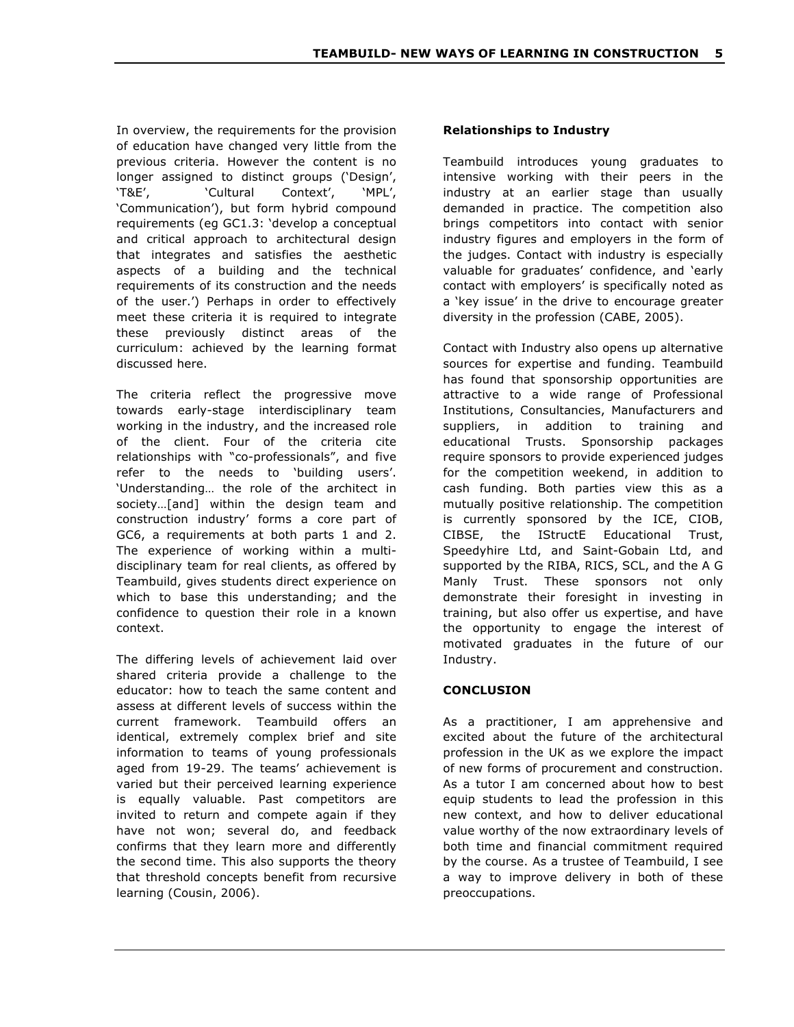In overview, the requirements for the provision of education have changed very little from the previous criteria. However the content is no longer assigned to distinct groups ('Design', 'T&E', 'Cultural Context', 'MPL', 'Communication'), but form hybrid compound requirements (eg GC1.3: 'develop a conceptual and critical approach to architectural design that integrates and satisfies the aesthetic aspects of a building and the technical requirements of its construction and the needs of the user.') Perhaps in order to effectively meet these criteria it is required to integrate these previously distinct areas of the curriculum: achieved by the learning format discussed here.

The criteria reflect the progressive move towards early-stage interdisciplinary team working in the industry, and the increased role of the client. Four of the criteria cite relationships with "co-professionals", and five refer to the needs to 'building users'. 'Understanding… the role of the architect in society…[and] within the design team and construction industry' forms a core part of GC6, a requirements at both parts 1 and 2. The experience of working within a multi-disciplinary team for real clients, as offered by Teambuild, gives students direct experience on which to base this understanding; and the confidence to question their role in a known context.

The differing levels of achievement laid over shared criteria provide a challenge to the educator: how to teach the same content and assess at different levels of success within the current framework. Teambuild offers an identical, extremely complex brief and site information to teams of young professionals aged from 19-29. The teams' achievement is varied but their perceived learning experience is equally valuable. Past competitors are invited to return and compete again if they have not won; several do, and feedback confirms that they learn more and differently the second time. This also supports the theory that threshold concepts benefit from recursive learning (Cousin, 2006).

**Relationships to Industry**

Teambuild introduces young graduates to intensive working with their peers in the industry at an earlier stage than usually demanded in practice. The competition also brings competitors into contact with senior industry figures and employers in the form of the judges. Contact with industry is especially valuable for graduates' confidence, and 'early contact with employers' is specifically noted as a 'key issue' in the drive to encourage greater diversity in the profession (CABE, 2005).

Contact with Industry also opens up alternative sources for expertise and funding. Teambuild has found that sponsorship opportunities are attractive to a wide range of Professional Institutions, Consultancies, Manufacturers and suppliers, in addition to training and educational Trusts. Sponsorship packages require sponsors to provide experienced judges for the competition weekend, in addition to cash funding. Both parties view this as a mutually positive relationship. The competition is currently sponsored by the ICE, CIOB, CIBSE, the IStructE Educational Trust, Speedyhire Ltd, and Saint-Gobain Ltd, and supported by the RIBA, RICS, SCL, and the A G Manly Trust. These sponsors not only demonstrate their foresight in investing in training, but also offer us expertise, and have the opportunity to engage the interest of motivated graduates in the future of our Industry.

## CONCLUSION

As a practitioner, I am apprehensive and excited about the future of the architectural profession in the UK as we explore the impact of new forms of procurement and construction. As a tutor I am concerned about how to best equip students to lead the profession in this new context, and how to deliver educational value worthy of the now extraordinary levels of both time and financial commitment required by the course. As a trustee of Teambuild, I see a way to improve delivery in both of these preoccupations.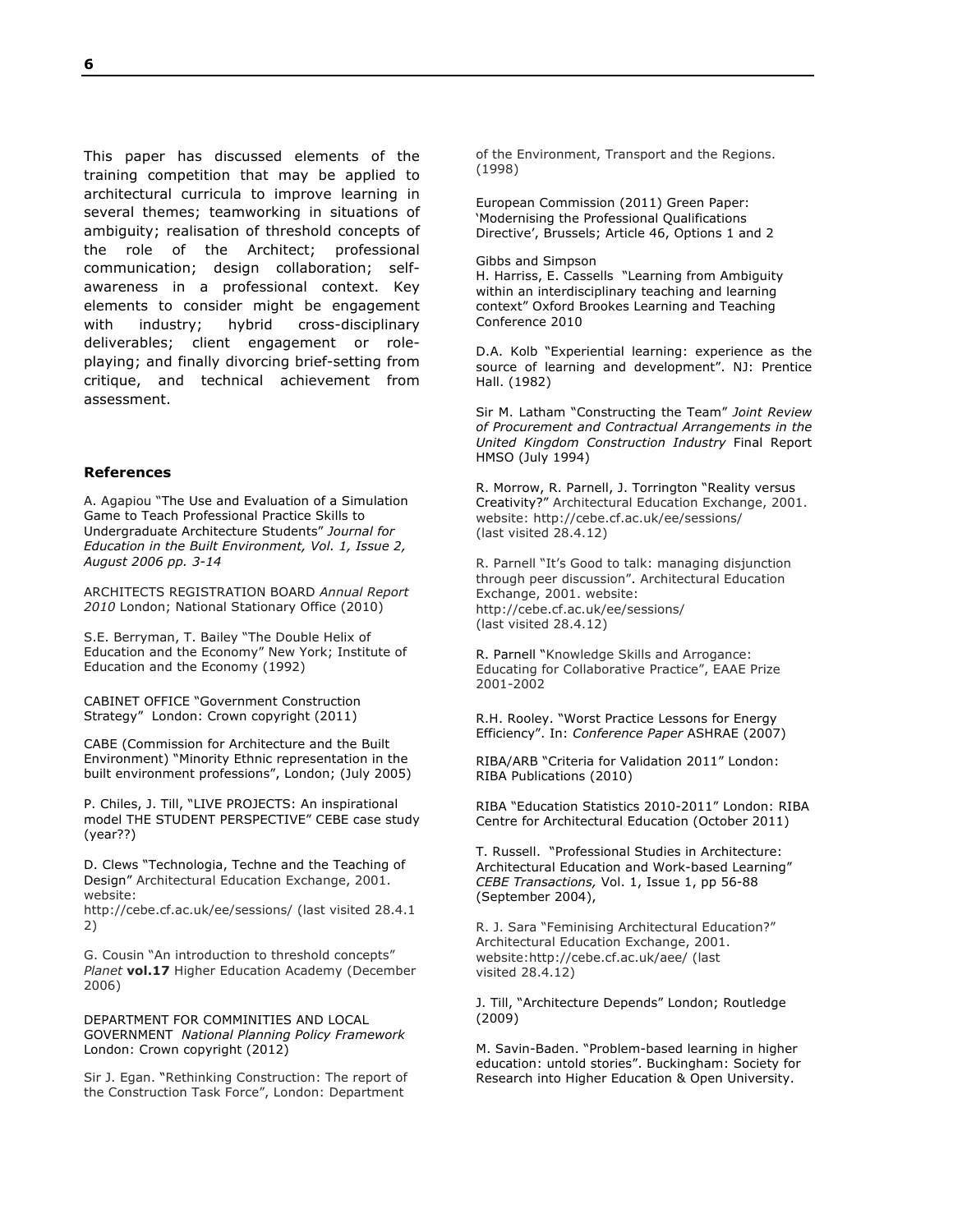This paper has discussed elements of the training competition that may be applied to architectural curricula to improve learning in several themes; teamworking in situations of ambiguity; realisation of threshold concepts of the role of the Architect; professional communication; design collaboration; self-awareness in a professional context. Key elements to consider might be engagement with industry; hybrid cross-disciplinary deliverables; client engagement or role-playing; and finally divorcing brief-setting from critique, and technical achievement from assessment.

### References

A. Agapiou "The Use and Evaluation of a Simulation Game to Teach Professional Practice Skills to Undergraduate Architecture Students" *Journal for Education in the Built Environment, Vol. 1, Issue 2, August 2006 pp. 3-14*

ARCHITECTS REGISTRATION BOARD *Annual Report 2010* London; National Stationary Office (2010)

S.E. Berryman, T. Bailey "The Double Helix of Education and the Economy" New York; Institute of Education and the Economy (1992)

CABINET OFFICE "Government Construction Strategy" London: Crown copyright (2011)

CABE (Commission for Architecture and the Built Environment) "Minority Ethnic representation in the built environment professions", London; (July 2005)

P. Chiles, J. Till, "LIVE PROJECTS: An inspirational model THE STUDENT PERSPECTIVE" CEBE case study (year??)

D. Clews "Technologia, Techne and the Teaching of Design" Architectural Education Exchange, 2001. website: http://cebe.cf.ac.uk/ee/sessions/ (last visited 28.4.12)

G. Cousin "An introduction to threshold concepts" *Planet* **vol.17** Higher Education Academy (December 2006)

DEPARTMENT FOR COMMINITIES AND LOCAL GOVERNMENT *National Planning Policy Framework* London: Crown copyright (2012)

Sir J. Egan. "Rethinking Construction: The report of the Construction Task Force", London: Department of the Environment, Transport and the Regions. (1998)

European Commission (2011) Green Paper: 'Modernising the Professional Qualifications Directive', Brussels; Article 46, Options 1 and 2

Gibbs and Simpson

H. Harriss, E. Cassells "Learning from Ambiguity within an interdisciplinary teaching and learning context" Oxford Brookes Learning and Teaching Conference 2010

D.A. Kolb "Experiential learning: experience as the source of learning and development". NJ: Prentice Hall. (1982)

Sir M. Latham "Constructing the Team" *Joint Review of Procurement and Contractual Arrangements in the United Kingdom Construction Industry* Final Report HMSO (July 1994)

R. Morrow, R. Parnell, J. Torrington "Reality versus Creativity?" Architectural Education Exchange, 2001. website: http://cebe.cf.ac.uk/ee/sessions/ (last visited 28.4.12)

R. Parnell "It's Good to talk: managing disjunction through peer discussion". Architectural Education Exchange, 2001. website: http://cebe.cf.ac.uk/ee/sessions/ (last visited 28.4.12)

R. Parnell "Knowledge Skills and Arrogance: Educating for Collaborative Practice", EAAE Prize 2001-2002

R.H. Rooley. "Worst Practice Lessons for Energy Efficiency". In: *Conference Paper* ASHRAE (2007)

RIBA/ARB "Criteria for Validation 2011" London: RIBA Publications (2010)

RIBA "Education Statistics 2010-2011" London: RIBA Centre for Architectural Education (October 2011)

T. Russell. "Professional Studies in Architecture: Architectural Education and Work-based Learning" *CEBE Transactions,* Vol. 1, Issue 1, pp 56-88 (September 2004),

R. J. Sara "Feminising Architectural Education?" Architectural Education Exchange, 2001. website:http://cebe.cf.ac.uk/aee/ (last visited 28.4.12)

J. Till, "Architecture Depends" London; Routledge (2009)

M. Savin-Baden. "Problem-based learning in higher education: untold stories". Buckingham: Society for Research into Higher Education & Open University.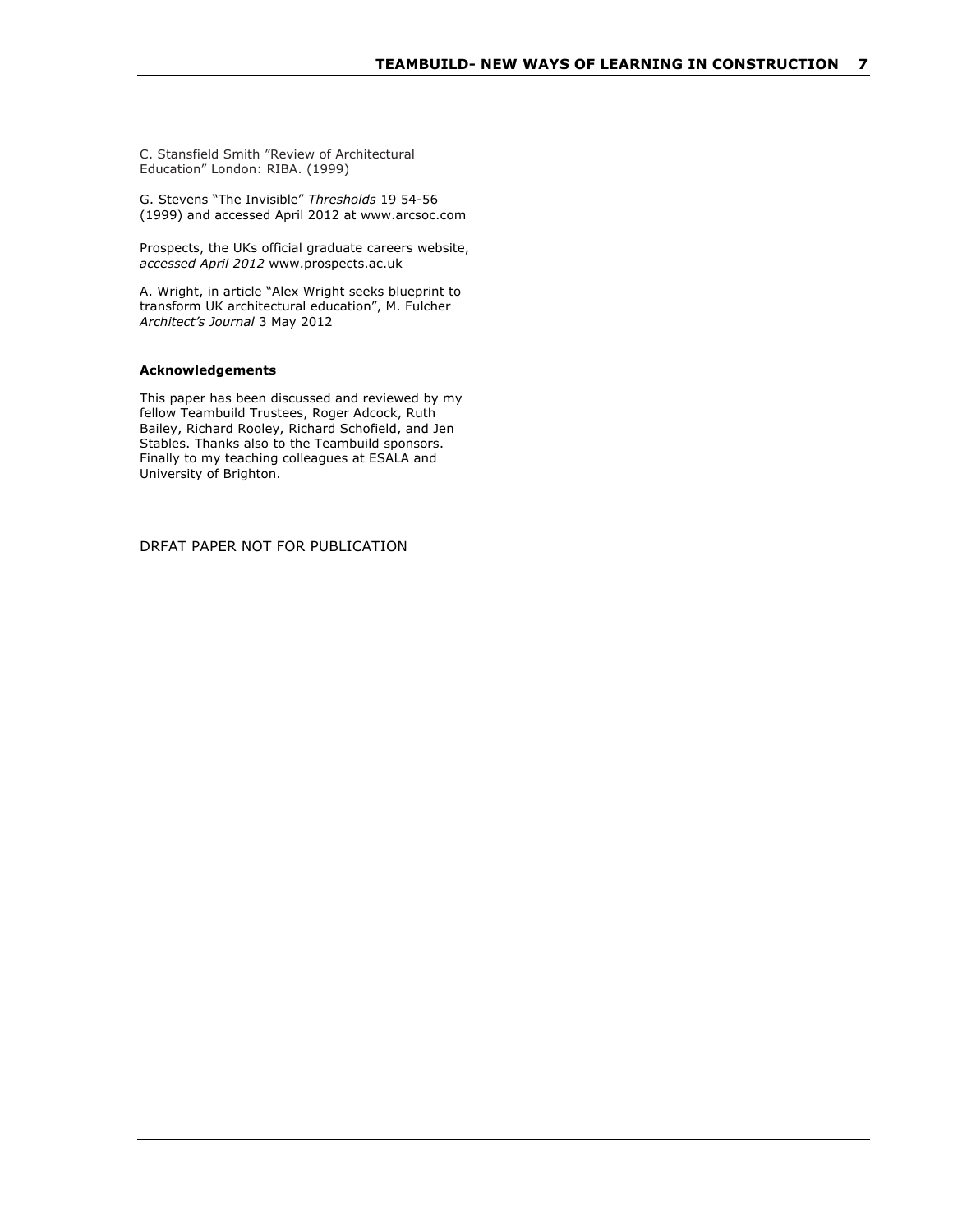C. Stansfield Smith "Review of Architectural Education" London: RIBA. (1999)

G. Stevens "The Invisible" *Thresholds* 19 54-56 (1999) and accessed April 2012 at www.arcsoc.com

Prospects, the UKs official graduate careers website, *accessed April 2012* www.prospects.ac.uk

A. Wright, in article "Alex Wright seeks blueprint to transform UK architectural education", M. Fulcher *Architect's Journal* 3 May 2012

**Acknowledgements**

This paper has been discussed and reviewed by my fellow Teambuild Trustees, Roger Adcock, Ruth Bailey, Richard Rooley, Richard Schofield, and Jen Stables. Thanks also to the Teambuild sponsors. Finally to my teaching colleagues at ESALA and University of Brighton.

DRFAT PAPER NOT FOR PUBLICATION